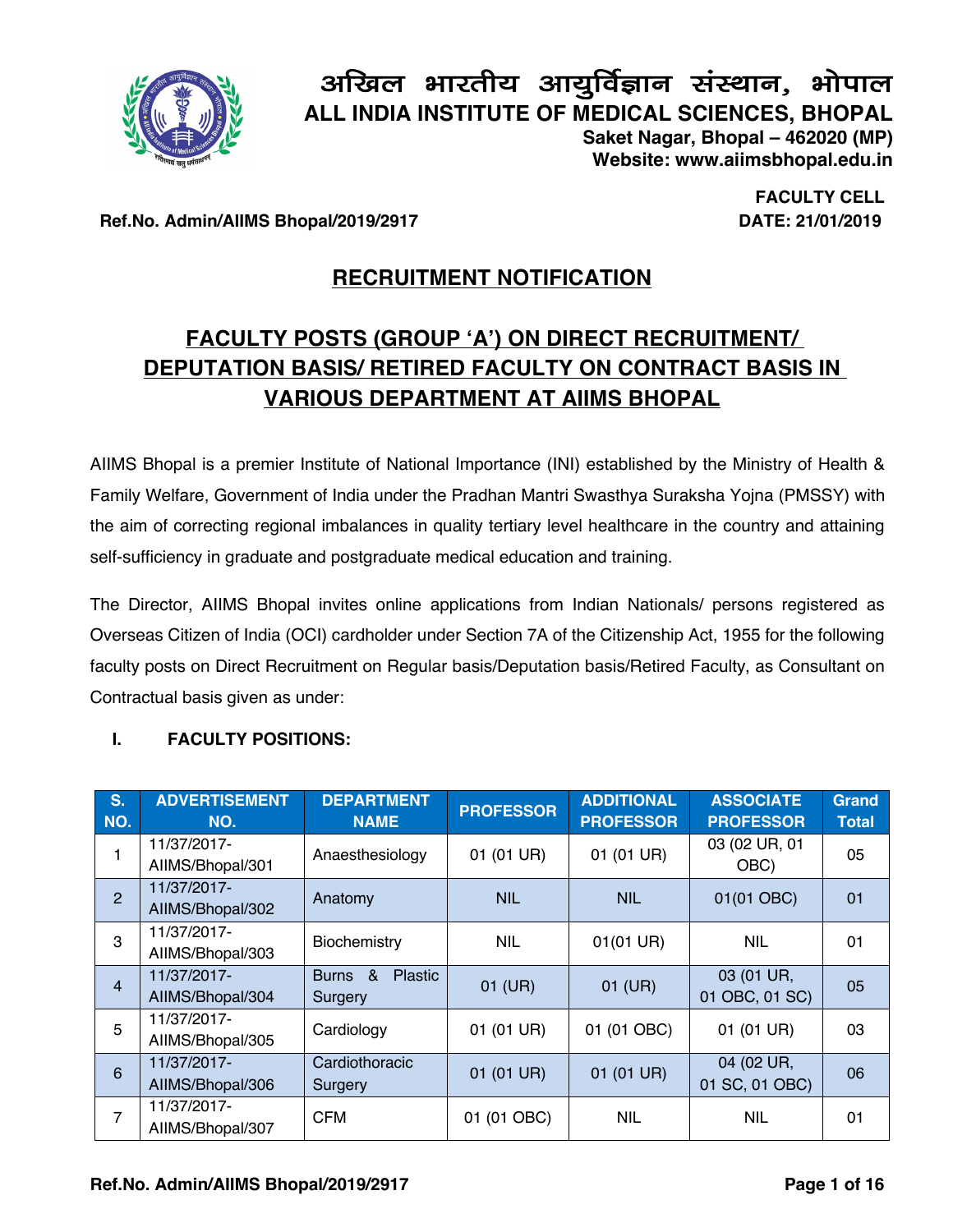# अखिल भारतीय आयुर्विज्ञान संस्थान, भोपाल

# ALL INDIA INSTITUTE OF MEDICAL SCIENCES, BHOPAL

**Saket Nagar, Bhopal – 462020 (MP)**
**Website: www.aiimsbhopal.edu.in**

**FACULTY CELL**

**Ref.No. Admin/AIIMS Bhopal/2019/2917** **DATE: 21/01/2019**

## RECRUITMENT NOTIFICATION

## FACULTY POSTS (GROUP 'A') ON DIRECT RECRUITMENT/ DEPUTATION BASIS/ RETIRED FACULTY ON CONTRACT BASIS IN VARIOUS DEPARTMENT AT AIIMS BHOPAL

AIIMS Bhopal is a premier Institute of National Importance (INI) established by the Ministry of Health & Family Welfare, Government of India under the Pradhan Mantri Swasthya Suraksha Yojna (PMSSY) with the aim of correcting regional imbalances in quality tertiary level healthcare in the country and attaining self-sufficiency in graduate and postgraduate medical education and training.

The Director, AIIMS Bhopal invites online applications from Indian Nationals/ persons registered as Overseas Citizen of India (OCI) cardholder under Section 7A of the Citizenship Act, 1955 for the following faculty posts on Direct Recruitment on Regular basis/Deputation basis/Retired Faculty, as Consultant on Contractual basis given as under:

### I. FACULTY POSITIONS:

| S. NO. | ADVERTISEMENT NO. | DEPARTMENT NAME | PROFESSOR | ADDITIONAL PROFESSOR | ASSOCIATE PROFESSOR | Grand Total |
|---|---|---|---|---|---|---|
| 1 | 11/37/2017-AIIMS/Bhopal/301 | Anaesthesiology | 01 (01 UR) | 01 (01 UR) | 03 (02 UR, 01 OBC) | 05 |
| 2 | 11/37/2017-AIIMS/Bhopal/302 | Anatomy | NIL | NIL | 01(01 OBC) | 01 |
| 3 | 11/37/2017-AIIMS/Bhopal/303 | Biochemistry | NIL | 01(01 UR) | NIL | 01 |
| 4 | 11/37/2017-AIIMS/Bhopal/304 | Burns & Plastic Surgery | 01 (UR) | 01 (UR) | 03 (01 UR, 01 OBC, 01 SC) | 05 |
| 5 | 11/37/2017-AIIMS/Bhopal/305 | Cardiology | 01 (01 UR) | 01 (01 OBC) | 01 (01 UR) | 03 |
| 6 | 11/37/2017-AIIMS/Bhopal/306 | Cardiothoracic Surgery | 01 (01 UR) | 01 (01 UR) | 04 (02 UR, 01 SC, 01 OBC) | 06 |
| 7 | 11/37/2017-AIIMS/Bhopal/307 | CFM | 01 (01 OBC) | NIL | NIL | 01 |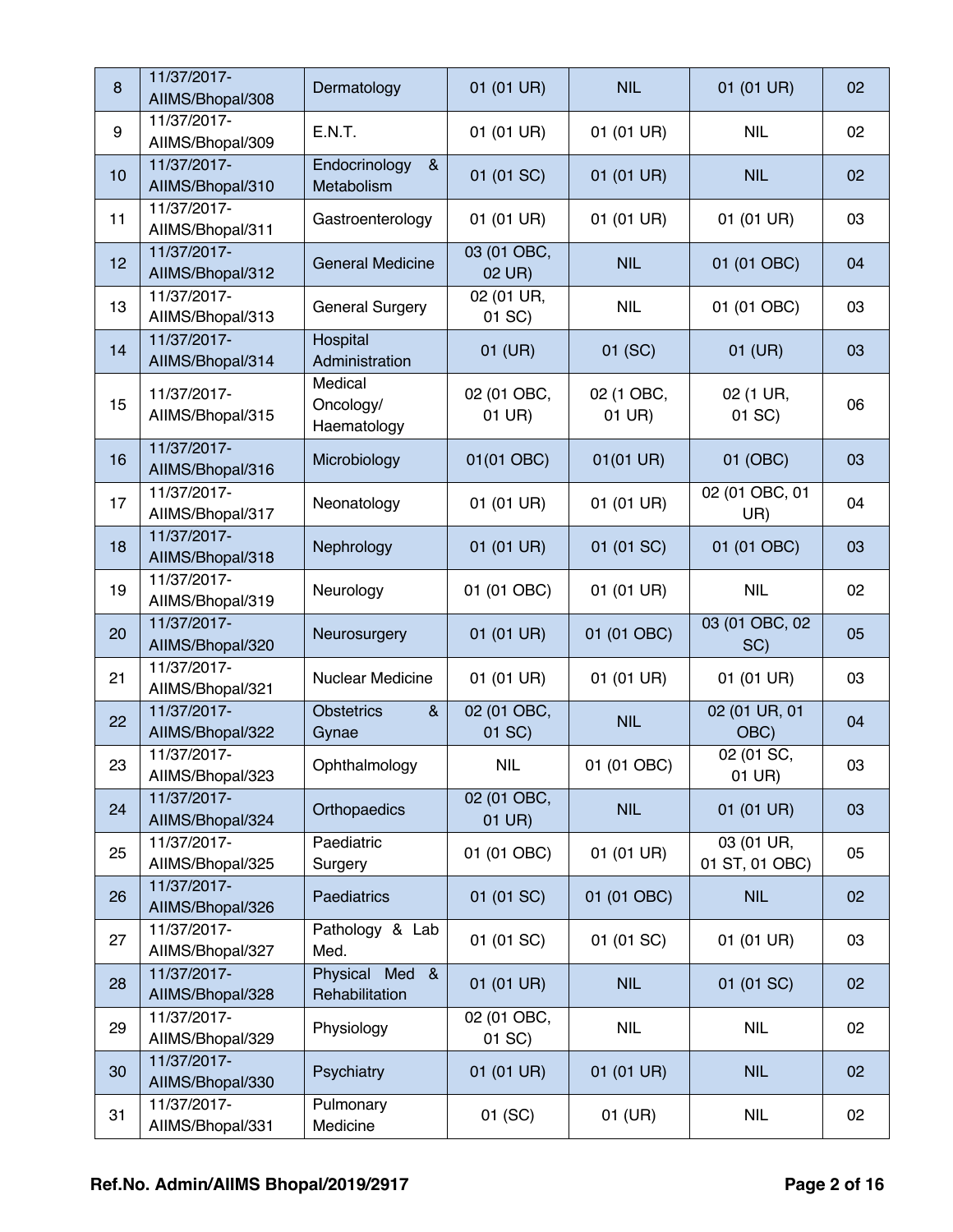| | | | | | | |
|---|---|---|---|---|---|---|
| 8 | 11/37/2017-AIIMS/Bhopal/308 | Dermatology | 01 (01 UR) | NIL | 01 (01 UR) | 02 |
| 9 | 11/37/2017-AIIMS/Bhopal/309 | E.N.T. | 01 (01 UR) | 01 (01 UR) | NIL | 02 |
| 10 | 11/37/2017-AIIMS/Bhopal/310 | Endocrinology & Metabolism | 01 (01 SC) | 01 (01 UR) | NIL | 02 |
| 11 | 11/37/2017-AIIMS/Bhopal/311 | Gastroenterology | 01 (01 UR) | 01 (01 UR) | 01 (01 UR) | 03 |
| 12 | 11/37/2017-AIIMS/Bhopal/312 | General Medicine | 03 (01 OBC, 02 UR) | NIL | 01 (01 OBC) | 04 |
| 13 | 11/37/2017-AIIMS/Bhopal/313 | General Surgery | 02 (01 UR, 01 SC) | NIL | 01 (01 OBC) | 03 |
| 14 | 11/37/2017-AIIMS/Bhopal/314 | Hospital Administration | 01 (UR) | 01 (SC) | 01 (UR) | 03 |
| 15 | 11/37/2017-AIIMS/Bhopal/315 | Medical Oncology/ Haematology | 02 (01 OBC, 01 UR) | 02 (1 OBC, 01 UR) | 02 (1 UR, 01 SC) | 06 |
| 16 | 11/37/2017-AIIMS/Bhopal/316 | Microbiology | 01(01 OBC) | 01(01 UR) | 01 (OBC) | 03 |
| 17 | 11/37/2017-AIIMS/Bhopal/317 | Neonatology | 01 (01 UR) | 01 (01 UR) | 02 (01 OBC, 01 UR) | 04 |
| 18 | 11/37/2017-AIIMS/Bhopal/318 | Nephrology | 01 (01 UR) | 01 (01 SC) | 01 (01 OBC) | 03 |
| 19 | 11/37/2017-AIIMS/Bhopal/319 | Neurology | 01 (01 OBC) | 01 (01 UR) | NIL | 02 |
| 20 | 11/37/2017-AIIMS/Bhopal/320 | Neurosurgery | 01 (01 UR) | 01 (01 OBC) | 03 (01 OBC, 02 SC) | 05 |
| 21 | 11/37/2017-AIIMS/Bhopal/321 | Nuclear Medicine | 01 (01 UR) | 01 (01 UR) | 01 (01 UR) | 03 |
| 22 | 11/37/2017-AIIMS/Bhopal/322 | Obstetrics & Gynae | 02 (01 OBC, 01 SC) | NIL | 02 (01 UR, 01 OBC) | 04 |
| 23 | 11/37/2017-AIIMS/Bhopal/323 | Ophthalmology | NIL | 01 (01 OBC) | 02 (01 SC, 01 UR) | 03 |
| 24 | 11/37/2017-AIIMS/Bhopal/324 | Orthopaedics | 02 (01 OBC, 01 UR) | NIL | 01 (01 UR) | 03 |
| 25 | 11/37/2017-AIIMS/Bhopal/325 | Paediatric Surgery | 01 (01 OBC) | 01 (01 UR) | 03 (01 UR, 01 ST, 01 OBC) | 05 |
| 26 | 11/37/2017-AIIMS/Bhopal/326 | Paediatrics | 01 (01 SC) | 01 (01 OBC) | NIL | 02 |
| 27 | 11/37/2017-AIIMS/Bhopal/327 | Pathology & Lab Med. | 01 (01 SC) | 01 (01 SC) | 01 (01 UR) | 03 |
| 28 | 11/37/2017-AIIMS/Bhopal/328 | Physical Med & Rehabilitation | 01 (01 UR) | NIL | 01 (01 SC) | 02 |
| 29 | 11/37/2017-AIIMS/Bhopal/329 | Physiology | 02 (01 OBC, 01 SC) | NIL | NIL | 02 |
| 30 | 11/37/2017-AIIMS/Bhopal/330 | Psychiatry | 01 (01 UR) | 01 (01 UR) | NIL | 02 |
| 31 | 11/37/2017-AIIMS/Bhopal/331 | Pulmonary Medicine | 01 (SC) | 01 (UR) | NIL | 02 |

**Ref.No. Admin/AIIMS Bhopal/2019/2917**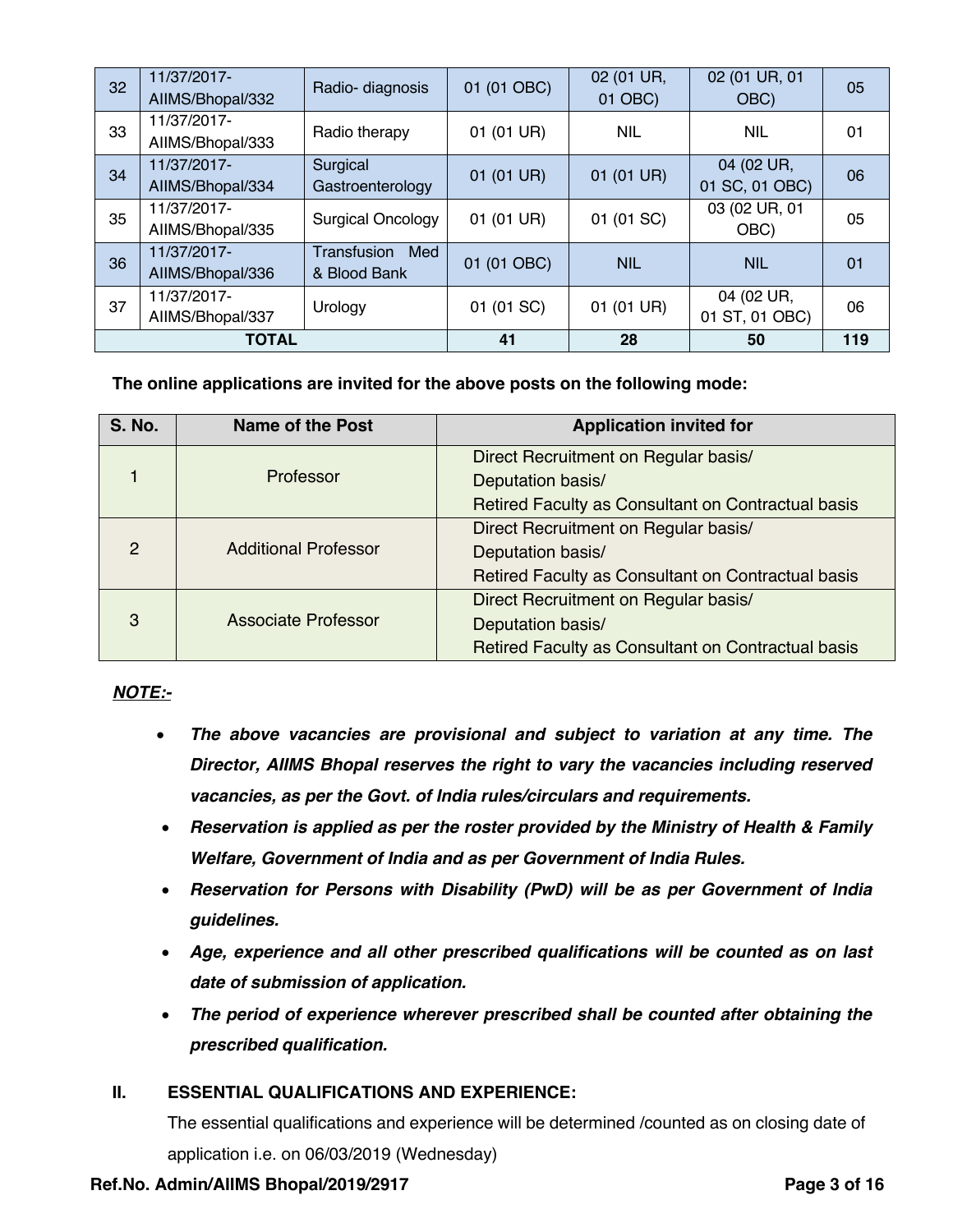| | | | | | | |
|---|---|---|---|---|---|---|
| 32 | 11/37/2017-AIIMS/Bhopal/332 | Radio- diagnosis | 01 (01 OBC) | 02 (01 UR, 01 OBC) | 02 (01 UR, 01 OBC) | 05 |
| 33 | 11/37/2017-AIIMS/Bhopal/333 | Radio therapy | 01 (01 UR) | NIL | NIL | 01 |
| 34 | 11/37/2017-AIIMS/Bhopal/334 | Surgical Gastroenterology | 01 (01 UR) | 01 (01 UR) | 04 (02 UR, 01 SC, 01 OBC) | 06 |
| 35 | 11/37/2017-AIIMS/Bhopal/335 | Surgical Oncology | 01 (01 UR) | 01 (01 SC) | 03 (02 UR, 01 OBC) | 05 |
| 36 | 11/37/2017-AIIMS/Bhopal/336 | Transfusion Med & Blood Bank | 01 (01 OBC) | NIL | NIL | 01 |
| 37 | 11/37/2017-AIIMS/Bhopal/337 | Urology | 01 (01 SC) | 01 (01 UR) | 04 (02 UR, 01 ST, 01 OBC) | 06 |
| **TOTAL** | | | **41** | **28** | **50** | **119** |

**The online applications are invited for the above posts on the following mode:**

| S. No. | Name of the Post | Application invited for |
|---|---|---|
| 1 | Professor | Direct Recruitment on Regular basis/<br>Deputation basis/<br>Retired Faculty as Consultant on Contractual basis |
| 2 | Additional Professor | Direct Recruitment on Regular basis/<br>Deputation basis/<br>Retired Faculty as Consultant on Contractual basis |
| 3 | Associate Professor | Direct Recruitment on Regular basis/<br>Deputation basis/<br>Retired Faculty as Consultant on Contractual basis |

***NOTE:-***

- ***The above vacancies are provisional and subject to variation at any time. The Director, AIIMS Bhopal reserves the right to vary the vacancies including reserved vacancies, as per the Govt. of India rules/circulars and requirements.***
- ***Reservation is applied as per the roster provided by the Ministry of Health & Family Welfare, Government of India and as per Government of India Rules.***
- ***Reservation for Persons with Disability (PwD) will be as per Government of India guidelines.***
- ***Age, experience and all other prescribed qualifications will be counted as on last date of submission of application.***
- ***The period of experience wherever prescribed shall be counted after obtaining the prescribed qualification.***

## II. ESSENTIAL QUALIFICATIONS AND EXPERIENCE:

The essential qualifications and experience will be determined /counted as on closing date of application i.e. on 06/03/2019 (Wednesday)

**Ref.No. Admin/AIIMS Bhopal/2019/2917**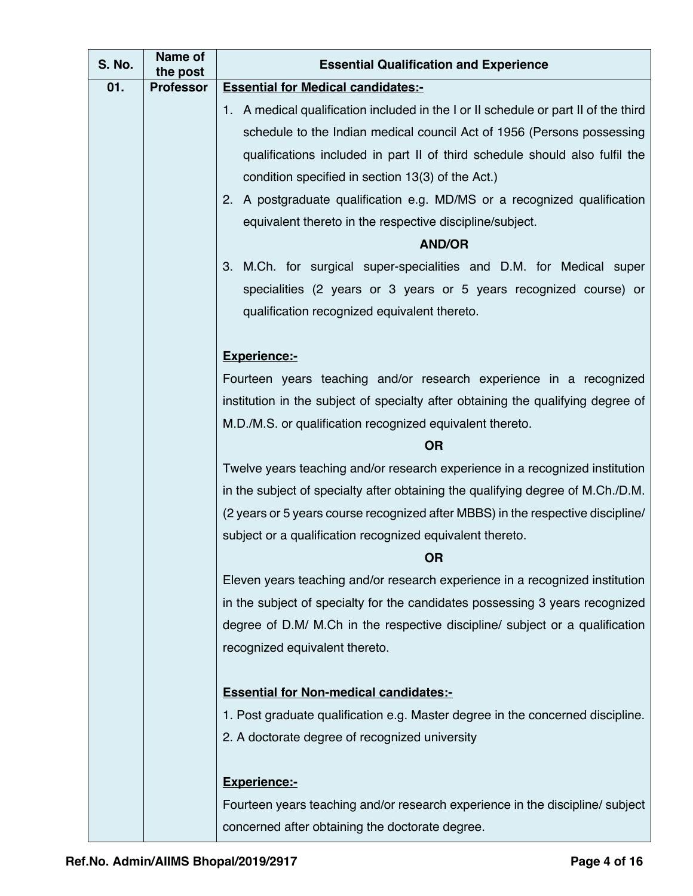| S. No. | Name of the post | Essential Qualification and Experience |
| --- | --- | --- |
| 01. | Professor | **Essential for Medical candidates:-**<br>1. A medical qualification included in the I or II schedule or part II of the third schedule to the Indian medical council Act of 1956 (Persons possessing qualifications included in part II of third schedule should also fulfil the condition specified in section 13(3) of the Act.)<br>2. A postgraduate qualification e.g. MD/MS or a recognized qualification equivalent thereto in the respective discipline/subject.<br>**AND/OR**<br>3. M.Ch. for surgical super-specialities and D.M. for Medical super specialities (2 years or 3 years or 5 years recognized course) or qualification recognized equivalent thereto.<br><br>**Experience:-**<br>Fourteen years teaching and/or research experience in a recognized institution in the subject of specialty after obtaining the qualifying degree of M.D./M.S. or qualification recognized equivalent thereto.<br>**OR**<br>Twelve years teaching and/or research experience in a recognized institution in the subject of specialty after obtaining the qualifying degree of M.Ch./D.M. (2 years or 5 years course recognized after MBBS) in the respective discipline/ subject or a qualification recognized equivalent thereto.<br>**OR**<br>Eleven years teaching and/or research experience in a recognized institution in the subject of specialty for the candidates possessing 3 years recognized degree of D.M/ M.Ch in the respective discipline/ subject or a qualification recognized equivalent thereto.<br><br>**Essential for Non-medical candidates:-**<br>1. Post graduate qualification e.g. Master degree in the concerned discipline.<br>2. A doctorate degree of recognized university<br><br>**Experience:-**<br>Fourteen years teaching and/or research experience in the discipline/ subject concerned after obtaining the doctorate degree. |

Ref.No. Admin/AIIMS Bhopal/2019/2917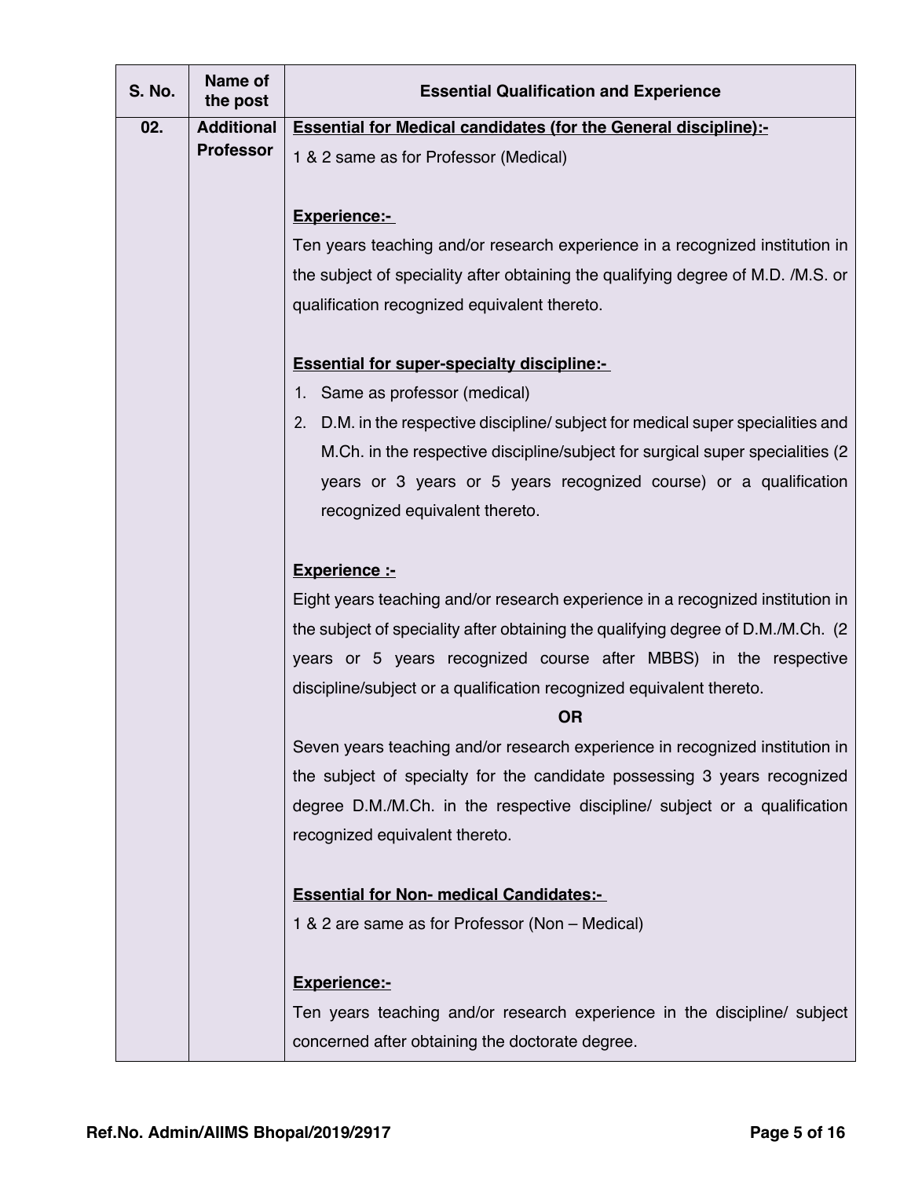| S. No. | Name of the post | Essential Qualification and Experience |
|---|---|---|
| 02. | **Additional Professor** | **<u>Essential for Medical candidates (for the General discipline):-</u>**<br>1 & 2 same as for Professor (Medical)<br><br>**<u>Experience:-</u>**<br>Ten years teaching and/or research experience in a recognized institution in the subject of speciality after obtaining the qualifying degree of M.D. /M.S. or qualification recognized equivalent thereto.<br><br>**<u>Essential for super-specialty discipline:-</u>**<br>1. Same as professor (medical)<br>2. D.M. in the respective discipline/ subject for medical super specialities and M.Ch. in the respective discipline/subject for surgical super specialities (2 years or 3 years or 5 years recognized course) or a qualification recognized equivalent thereto.<br><br>**<u>Experience :-</u>**<br>Eight years teaching and/or research experience in a recognized institution in the subject of speciality after obtaining the qualifying degree of D.M./M.Ch. (2 years or 5 years recognized course after MBBS) in the respective discipline/subject or a qualification recognized equivalent thereto.<br>**OR**<br>Seven years teaching and/or research experience in recognized institution in the subject of specialty for the candidate possessing 3 years recognized degree D.M./M.Ch. in the respective discipline/ subject or a qualification recognized equivalent thereto.<br><br>**<u>Essential for Non- medical Candidates:-</u>**<br>1 & 2 are same as for Professor (Non – Medical)<br><br>**<u>Experience:-</u>**<br>Ten years teaching and/or research experience in the discipline/ subject concerned after obtaining the doctorate degree. |

Ref.No. Admin/AIIMS Bhopal/2019/2917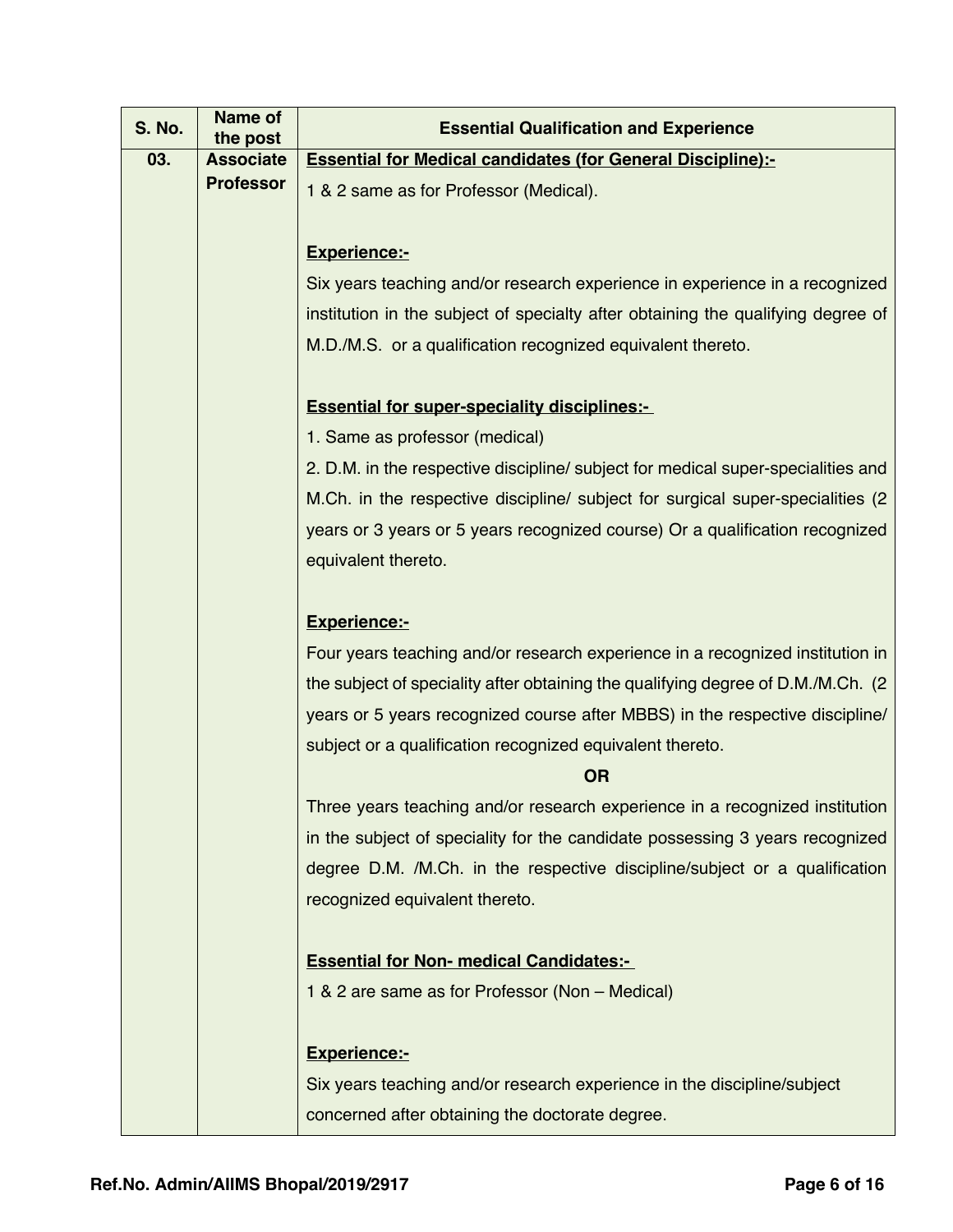| S. No. | Name of the post | Essential Qualification and Experience |
|---|---|---|
| 03. | **Associate Professor** | **<u>Essential for Medical candidates (for General Discipline):-</u>**<br>1 & 2 same as for Professor (Medical).<br><br>**<u>Experience:-</u>**<br>Six years teaching and/or research experience in experience in a recognized institution in the subject of specialty after obtaining the qualifying degree of M.D./M.S. or a qualification recognized equivalent thereto.<br><br>**<u>Essential for super-speciality disciplines:-</u>**<br>1. Same as professor (medical)<br>2. D.M. in the respective discipline/ subject for medical super-specialities and M.Ch. in the respective discipline/ subject for surgical super-specialities (2 years or 3 years or 5 years recognized course) Or a qualification recognized equivalent thereto.<br><br>**<u>Experience:-</u>**<br>Four years teaching and/or research experience in a recognized institution in the subject of speciality after obtaining the qualifying degree of D.M./M.Ch. (2 years or 5 years recognized course after MBBS) in the respective discipline/ subject or a qualification recognized equivalent thereto.<br>**OR**<br>Three years teaching and/or research experience in a recognized institution in the subject of speciality for the candidate possessing 3 years recognized degree D.M. /M.Ch. in the respective discipline/subject or a qualification recognized equivalent thereto.<br><br>**<u>Essential for Non- medical Candidates:-</u>**<br>1 & 2 are same as for Professor (Non – Medical)<br><br>**<u>Experience:-</u>**<br>Six years teaching and/or research experience in the discipline/subject concerned after obtaining the doctorate degree. |

Ref.No. Admin/AIIMS Bhopal/2019/2917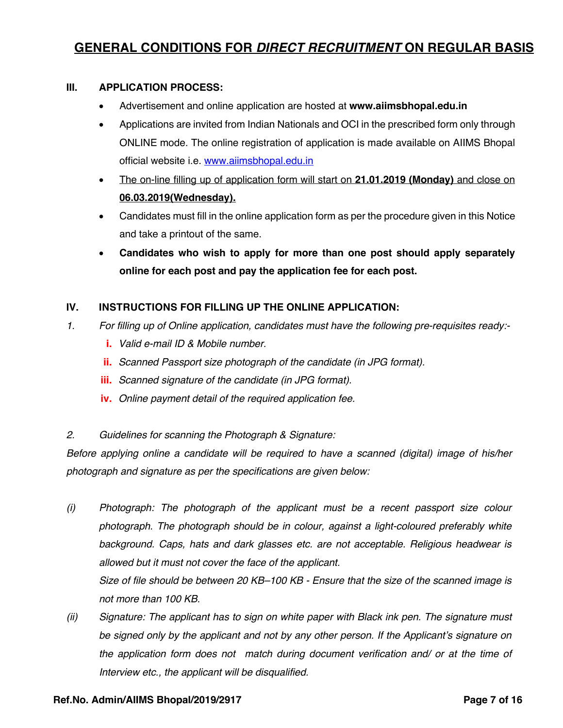## GENERAL CONDITIONS FOR *DIRECT RECRUITMENT* ON REGULAR BASIS

### III. APPLICATION PROCESS:

- Advertisement and online application are hosted at **www.aiimsbhopal.edu.in**
- Applications are invited from Indian Nationals and OCI in the prescribed form only through ONLINE mode. The online registration of application is made available on AIIMS Bhopal official website i.e. www.aiimsbhopal.edu.in
- The on-line filling up of application form will start on **21.01.2019 (Monday)** and close on **06.03.2019(Wednesday).**
- Candidates must fill in the online application form as per the procedure given in this Notice and take a printout of the same.
- **Candidates who wish to apply for more than one post should apply separately online for each post and pay the application fee for each post.**

### IV. INSTRUCTIONS FOR FILLING UP THE ONLINE APPLICATION:

1. *For filling up of Online application, candidates must have the following pre-requisites ready:-*
   - **i.** *Valid e-mail ID & Mobile number.*
   - **ii.** *Scanned Passport size photograph of the candidate (in JPG format).*
   - **iii.** *Scanned signature of the candidate (in JPG format).*
   - **iv.** *Online payment detail of the required application fee.*

2. *Guidelines for scanning the Photograph & Signature:*

*Before applying online a candidate will be required to have a scanned (digital) image of his/her photograph and signature as per the specifications are given below:*

(i) *Photograph: The photograph of the applicant must be a recent passport size colour photograph. The photograph should be in colour, against a light-coloured preferably white background. Caps, hats and dark glasses etc. are not acceptable. Religious headwear is allowed but it must not cover the face of the applicant.*

*Size of file should be between 20 KB–100 KB - Ensure that the size of the scanned image is not more than 100 KB.*

(ii) *Signature: The applicant has to sign on white paper with Black ink pen. The signature must be signed only by the applicant and not by any other person. If the Applicant's signature on the application form does not match during document verification and/ or at the time of Interview etc., the applicant will be disqualified.*

**Ref.No. Admin/AIIMS Bhopal/2019/2917**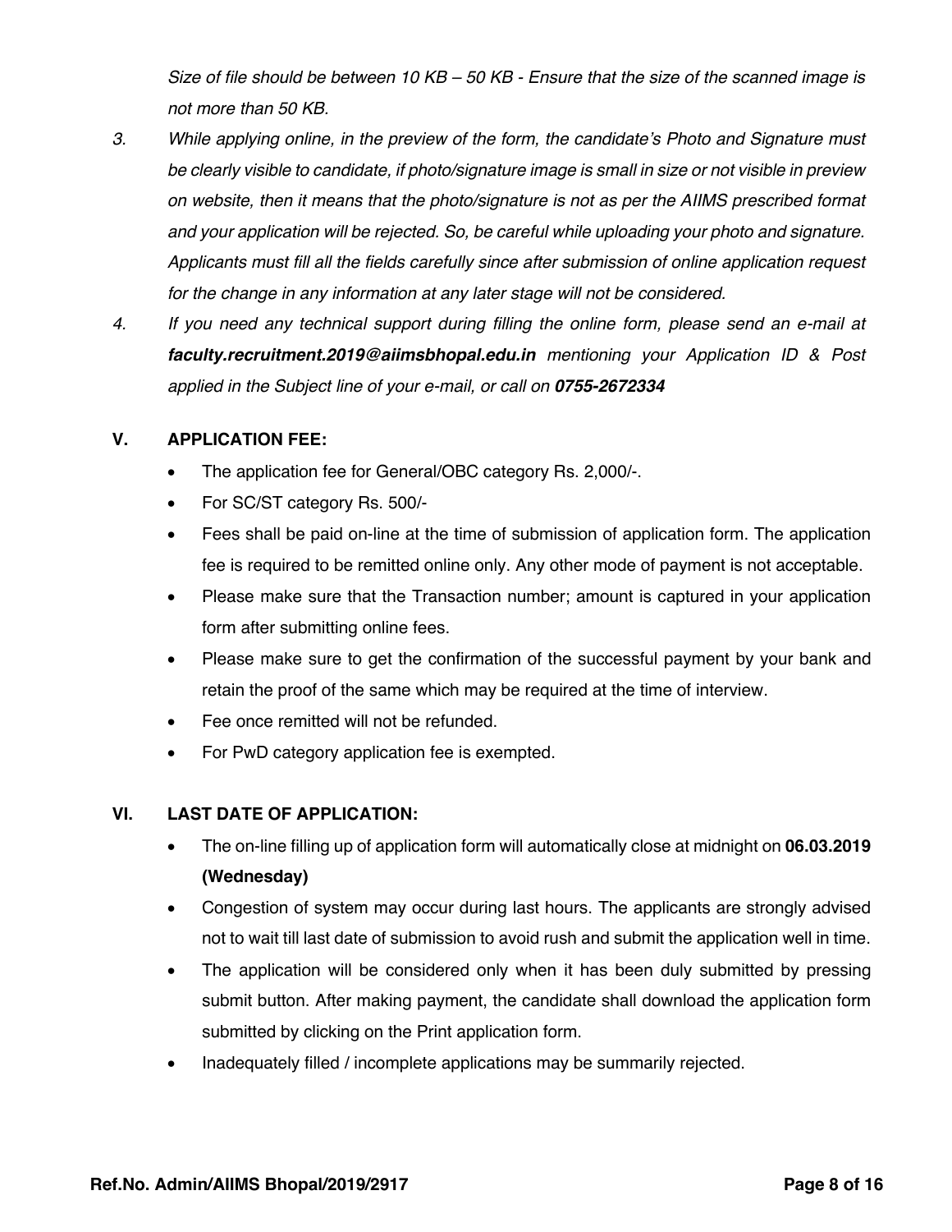*Size of file should be between 10 KB – 50 KB - Ensure that the size of the scanned image is not more than 50 KB.*

3. *While applying online, in the preview of the form, the candidate's Photo and Signature must be clearly visible to candidate, if photo/signature image is small in size or not visible in preview on website, then it means that the photo/signature is not as per the AIIMS prescribed format and your application will be rejected. So, be careful while uploading your photo and signature. Applicants must fill all the fields carefully since after submission of online application request for the change in any information at any later stage will not be considered.*
4. *If you need any technical support during filling the online form, please send an e-mail at **faculty.recruitment.2019@aiimsbhopal.edu.in** mentioning your Application ID & Post applied in the Subject line of your e-mail, or call on **0755-2672334***

## V. APPLICATION FEE:

- The application fee for General/OBC category Rs. 2,000/-.
- For SC/ST category Rs. 500/-
- Fees shall be paid on-line at the time of submission of application form. The application fee is required to be remitted online only. Any other mode of payment is not acceptable.
- Please make sure that the Transaction number; amount is captured in your application form after submitting online fees.
- Please make sure to get the confirmation of the successful payment by your bank and retain the proof of the same which may be required at the time of interview.
- Fee once remitted will not be refunded.
- For PwD category application fee is exempted.

## VI. LAST DATE OF APPLICATION:

- The on-line filling up of application form will automatically close at midnight on **06.03.2019 (Wednesday)**
- Congestion of system may occur during last hours. The applicants are strongly advised not to wait till last date of submission to avoid rush and submit the application well in time.
- The application will be considered only when it has been duly submitted by pressing submit button. After making payment, the candidate shall download the application form submitted by clicking on the Print application form.
- Inadequately filled / incomplete applications may be summarily rejected.

**Ref.No. Admin/AIIMS Bhopal/2019/2917**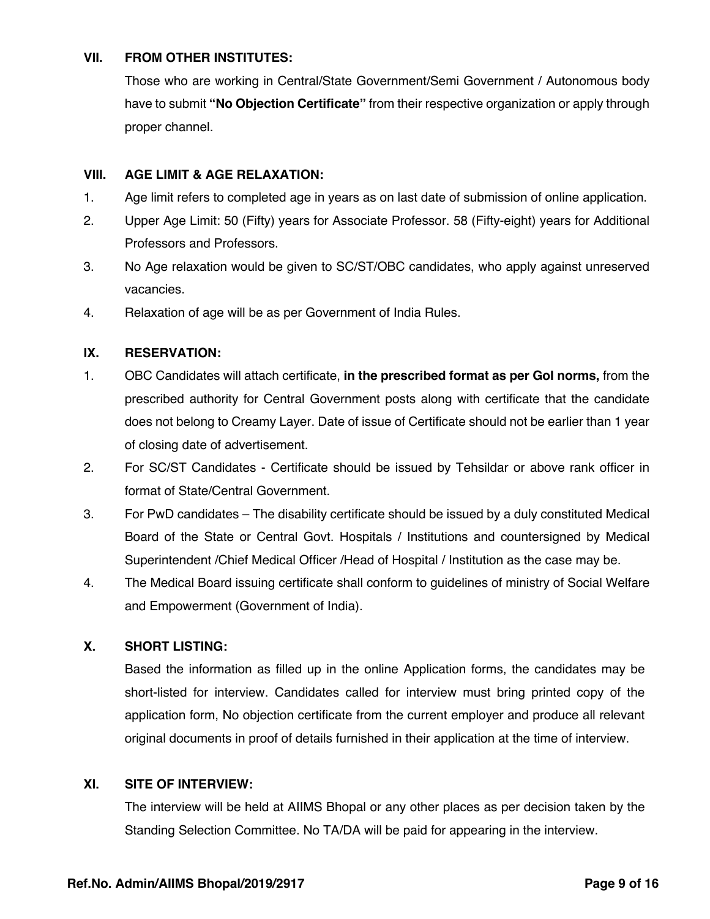## VII. FROM OTHER INSTITUTES:

Those who are working in Central/State Government/Semi Government / Autonomous body have to submit **"No Objection Certificate"** from their respective organization or apply through proper channel.

## VIII. AGE LIMIT & AGE RELAXATION:

1. Age limit refers to completed age in years as on last date of submission of online application.
2. Upper Age Limit: 50 (Fifty) years for Associate Professor. 58 (Fifty-eight) years for Additional Professors and Professors.
3. No Age relaxation would be given to SC/ST/OBC candidates, who apply against unreserved vacancies.
4. Relaxation of age will be as per Government of India Rules.

## IX. RESERVATION:

1. OBC Candidates will attach certificate, **in the prescribed format as per GoI norms,** from the prescribed authority for Central Government posts along with certificate that the candidate does not belong to Creamy Layer. Date of issue of Certificate should not be earlier than 1 year of closing date of advertisement.
2. For SC/ST Candidates - Certificate should be issued by Tehsildar or above rank officer in format of State/Central Government.
3. For PwD candidates – The disability certificate should be issued by a duly constituted Medical Board of the State or Central Govt. Hospitals / Institutions and countersigned by Medical Superintendent /Chief Medical Officer /Head of Hospital / Institution as the case may be.
4. The Medical Board issuing certificate shall conform to guidelines of ministry of Social Welfare and Empowerment (Government of India).

## X. SHORT LISTING:

Based the information as filled up in the online Application forms, the candidates may be short-listed for interview. Candidates called for interview must bring printed copy of the application form, No objection certificate from the current employer and produce all relevant original documents in proof of details furnished in their application at the time of interview.

## XI. SITE OF INTERVIEW:

The interview will be held at AIIMS Bhopal or any other places as per decision taken by the Standing Selection Committee. No TA/DA will be paid for appearing in the interview.

**Ref.No. Admin/AIIMS Bhopal/2019/2917**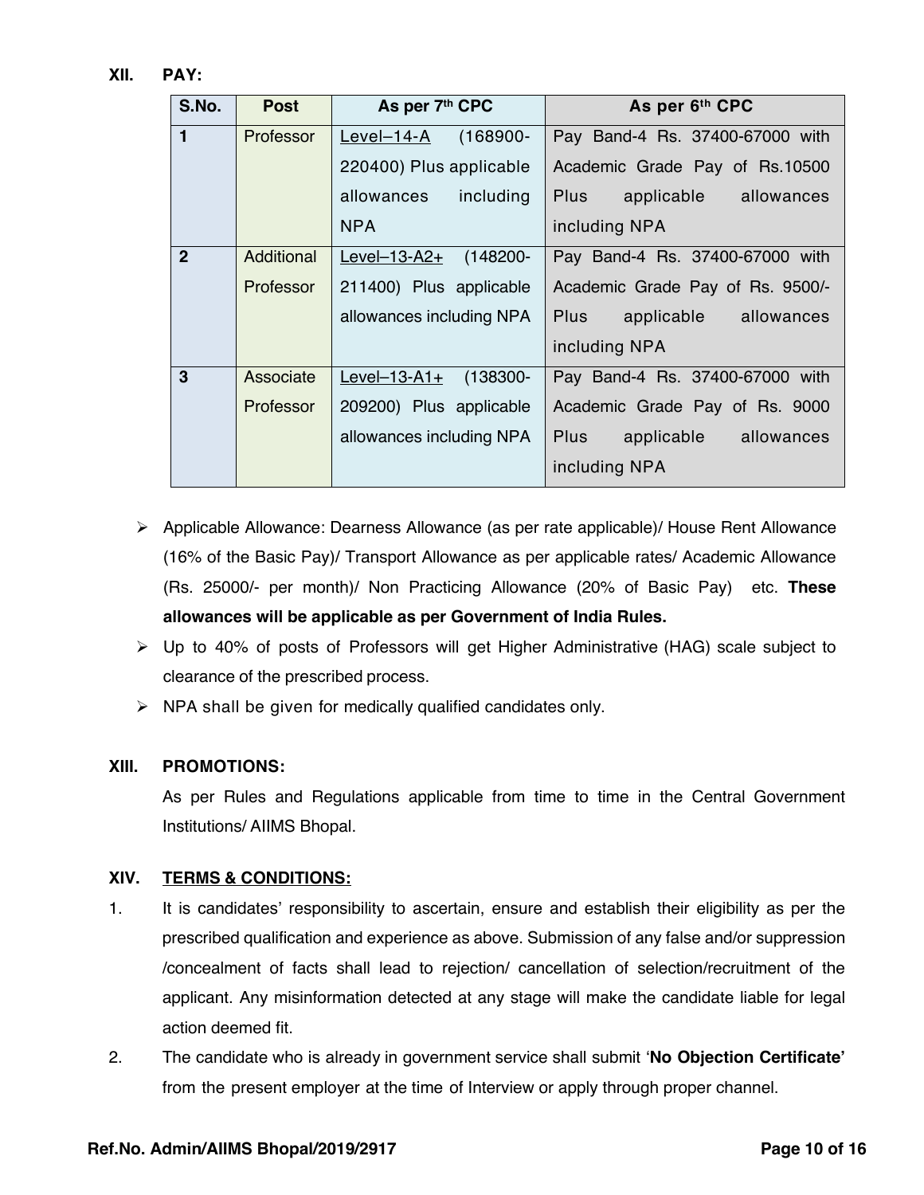## XII. PAY:

| S.No. | Post | As per 7th CPC | As per 6th CPC |
|---|---|---|---|
| 1 | Professor | Level–14-A (168900-220400) Plus applicable allowances including NPA | Pay Band-4 Rs. 37400-67000 with Academic Grade Pay of Rs.10500 Plus applicable allowances including NPA |
| 2 | Additional Professor | Level–13-A2+ (148200-211400) Plus applicable allowances including NPA | Pay Band-4 Rs. 37400-67000 with Academic Grade Pay of Rs. 9500/- Plus applicable allowances including NPA |
| 3 | Associate Professor | Level–13-A1+ (138300-209200) Plus applicable allowances including NPA | Pay Band-4 Rs. 37400-67000 with Academic Grade Pay of Rs. 9000 Plus applicable allowances including NPA |

- Applicable Allowance: Dearness Allowance (as per rate applicable)/ House Rent Allowance (16% of the Basic Pay)/ Transport Allowance as per applicable rates/ Academic Allowance (Rs. 25000/- per month)/ Non Practicing Allowance (20% of Basic Pay) etc. **These allowances will be applicable as per Government of India Rules.**
- Up to 40% of posts of Professors will get Higher Administrative (HAG) scale subject to clearance of the prescribed process.
- NPA shall be given for medically qualified candidates only.

## XIII. PROMOTIONS:

As per Rules and Regulations applicable from time to time in the Central Government Institutions/ AIIMS Bhopal.

## XIV. TERMS & CONDITIONS:

1. It is candidates' responsibility to ascertain, ensure and establish their eligibility as per the prescribed qualification and experience as above. Submission of any false and/or suppression /concealment of facts shall lead to rejection/ cancellation of selection/recruitment of the applicant. Any misinformation detected at any stage will make the candidate liable for legal action deemed fit.
2. The candidate who is already in government service shall submit '**No Objection Certificate'** from the present employer at the time of Interview or apply through proper channel.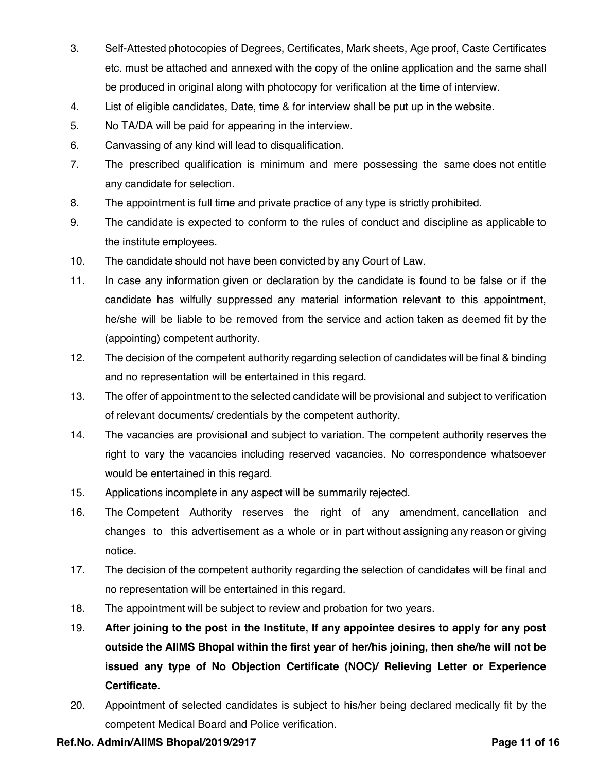3. Self-Attested photocopies of Degrees, Certificates, Mark sheets, Age proof, Caste Certificates etc. must be attached and annexed with the copy of the online application and the same shall be produced in original along with photocopy for verification at the time of interview.
4. List of eligible candidates, Date, time & for interview shall be put up in the website.
5. No TA/DA will be paid for appearing in the interview.
6. Canvassing of any kind will lead to disqualification.
7. The prescribed qualification is minimum and mere possessing the same does not entitle any candidate for selection.
8. The appointment is full time and private practice of any type is strictly prohibited.
9. The candidate is expected to conform to the rules of conduct and discipline as applicable to the institute employees.
10. The candidate should not have been convicted by any Court of Law.
11. In case any information given or declaration by the candidate is found to be false or if the candidate has wilfully suppressed any material information relevant to this appointment, he/she will be liable to be removed from the service and action taken as deemed fit by the (appointing) competent authority.
12. The decision of the competent authority regarding selection of candidates will be final & binding and no representation will be entertained in this regard.
13. The offer of appointment to the selected candidate will be provisional and subject to verification of relevant documents/ credentials by the competent authority.
14. The vacancies are provisional and subject to variation. The competent authority reserves the right to vary the vacancies including reserved vacancies. No correspondence whatsoever would be entertained in this regard.
15. Applications incomplete in any aspect will be summarily rejected.
16. The Competent Authority reserves the right of any amendment, cancellation and changes to this advertisement as a whole or in part without assigning any reason or giving notice.
17. The decision of the competent authority regarding the selection of candidates will be final and no representation will be entertained in this regard.
18. The appointment will be subject to review and probation for two years.
19. **After joining to the post in the Institute, If any appointee desires to apply for any post outside the AIIMS Bhopal within the first year of her/his joining, then she/he will not be issued any type of No Objection Certificate (NOC)/ Relieving Letter or Experience Certificate.**
20. Appointment of selected candidates is subject to his/her being declared medically fit by the competent Medical Board and Police verification.

**Ref.No. Admin/AIIMS Bhopal/2019/2917**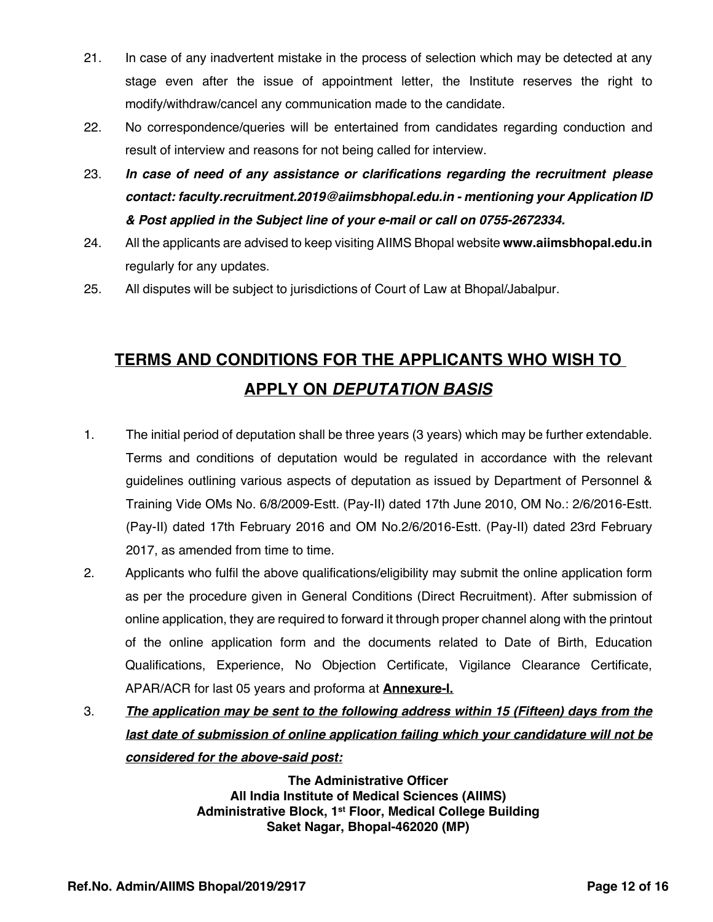21. In case of any inadvertent mistake in the process of selection which may be detected at any stage even after the issue of appointment letter, the Institute reserves the right to modify/withdraw/cancel any communication made to the candidate.
22. No correspondence/queries will be entertained from candidates regarding conduction and result of interview and reasons for not being called for interview.
23. ***In case of need of any assistance or clarifications regarding the recruitment please contact: faculty.recruitment.2019@aiimsbhopal.edu.in - mentioning your Application ID & Post applied in the Subject line of your e-mail or call on 0755-2672334.***
24. All the applicants are advised to keep visiting AIIMS Bhopal website **www.aiimsbhopal.edu.in** regularly for any updates.
25. All disputes will be subject to jurisdictions of Court of Law at Bhopal/Jabalpur.

## TERMS AND CONDITIONS FOR THE APPLICANTS WHO WISH TO APPLY ON *DEPUTATION BASIS*

1. The initial period of deputation shall be three years (3 years) which may be further extendable. Terms and conditions of deputation would be regulated in accordance with the relevant guidelines outlining various aspects of deputation as issued by Department of Personnel & Training Vide OMs No. 6/8/2009-Estt. (Pay-II) dated 17th June 2010, OM No.: 2/6/2016-Estt. (Pay-II) dated 17th February 2016 and OM No.2/6/2016-Estt. (Pay-II) dated 23rd February 2017, as amended from time to time.
2. Applicants who fulfil the above qualifications/eligibility may submit the online application form as per the procedure given in General Conditions (Direct Recruitment). After submission of online application, they are required to forward it through proper channel along with the printout of the online application form and the documents related to Date of Birth, Education Qualifications, Experience, No Objection Certificate, Vigilance Clearance Certificate, APAR/ACR for last 05 years and proforma at **Annexure-I.**
3. ***The application may be sent to the following address within 15 (Fifteen) days from the last date of submission of online application failing which your candidature will not be considered for the above-said post:***

**The Administrative Officer**
**All India Institute of Medical Sciences (AIIMS)**
**Administrative Block, 1st Floor, Medical College Building**
**Saket Nagar, Bhopal-462020 (MP)**

Ref.No. Admin/AIIMS Bhopal/2019/2917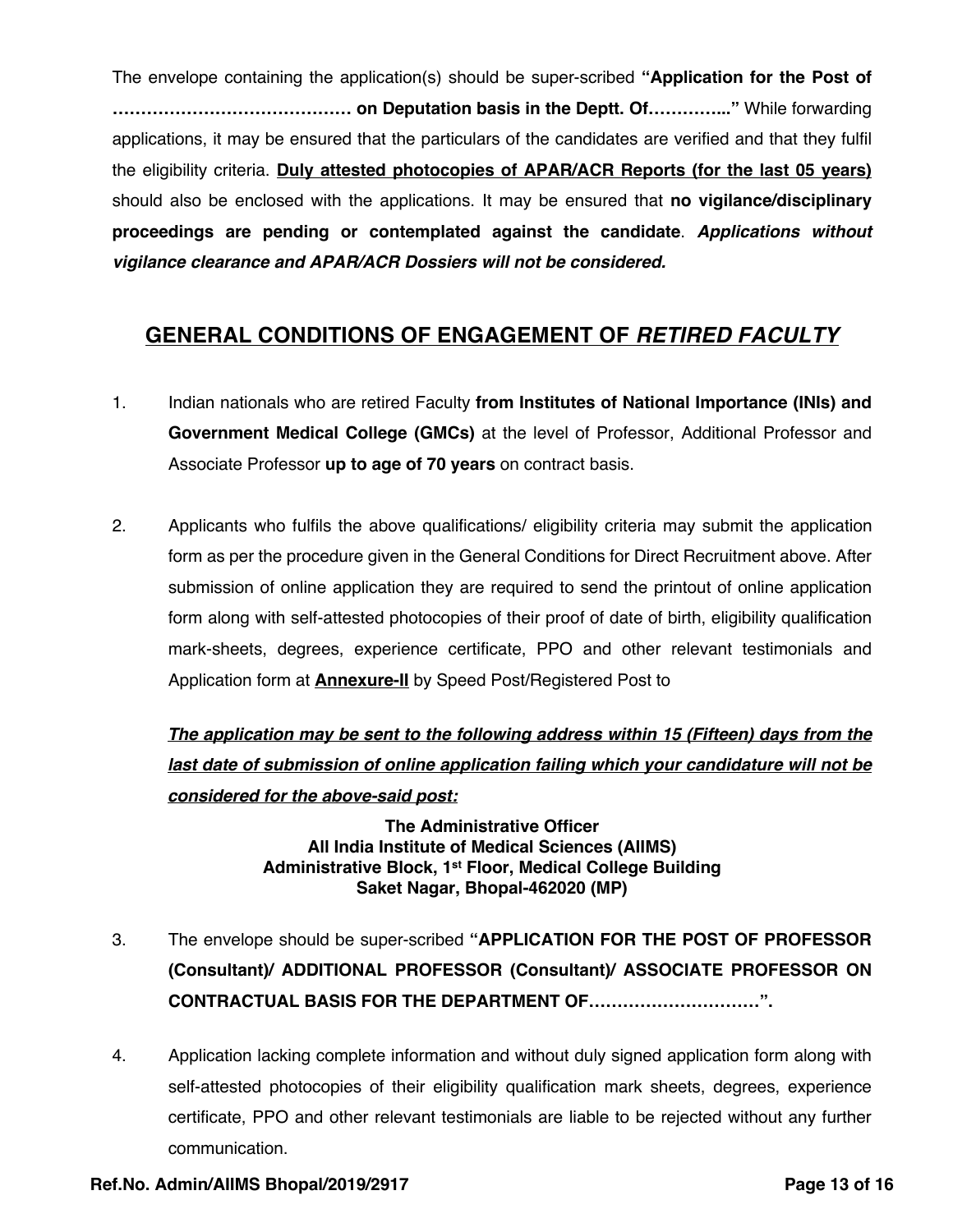The envelope containing the application(s) should be super-scribed **"Application for the Post of …………………………………… on Deputation basis in the Deptt. Of…………..."** While forwarding applications, it may be ensured that the particulars of the candidates are verified and that they fulfil the eligibility criteria. **Duly attested photocopies of APAR/ACR Reports (for the last 05 years)** should also be enclosed with the applications. It may be ensured that **no vigilance/disciplinary proceedings are pending or contemplated against the candidate**. ***Applications without vigilance clearance and APAR/ACR Dossiers will not be considered.***

## GENERAL CONDITIONS OF ENGAGEMENT OF *RETIRED FACULTY*

1. Indian nationals who are retired Faculty **from Institutes of National Importance (INIs) and Government Medical College (GMCs)** at the level of Professor, Additional Professor and Associate Professor **up to age of 70 years** on contract basis.

2. Applicants who fulfils the above qualifications/ eligibility criteria may submit the application form as per the procedure given in the General Conditions for Direct Recruitment above. After submission of online application they are required to send the printout of online application form along with self-attested photocopies of their proof of date of birth, eligibility qualification mark-sheets, degrees, experience certificate, PPO and other relevant testimonials and Application form at **Annexure-II** by Speed Post/Registered Post to

   ***The application may be sent to the following address within 15 (Fifteen) days from the last date of submission of online application failing which your candidature will not be considered for the above-said post:***

   **The Administrative Officer**
   **All India Institute of Medical Sciences (AIIMS)**
   **Administrative Block, 1st Floor, Medical College Building**
   **Saket Nagar, Bhopal-462020 (MP)**

3. The envelope should be super-scribed **"APPLICATION FOR THE POST OF PROFESSOR (Consultant)/ ADDITIONAL PROFESSOR (Consultant)/ ASSOCIATE PROFESSOR ON CONTRACTUAL BASIS FOR THE DEPARTMENT OF………………………….".**

4. Application lacking complete information and without duly signed application form along with self-attested photocopies of their eligibility qualification mark sheets, degrees, experience certificate, PPO and other relevant testimonials are liable to be rejected without any further communication.

**Ref.No. Admin/AIIMS Bhopal/2019/2917**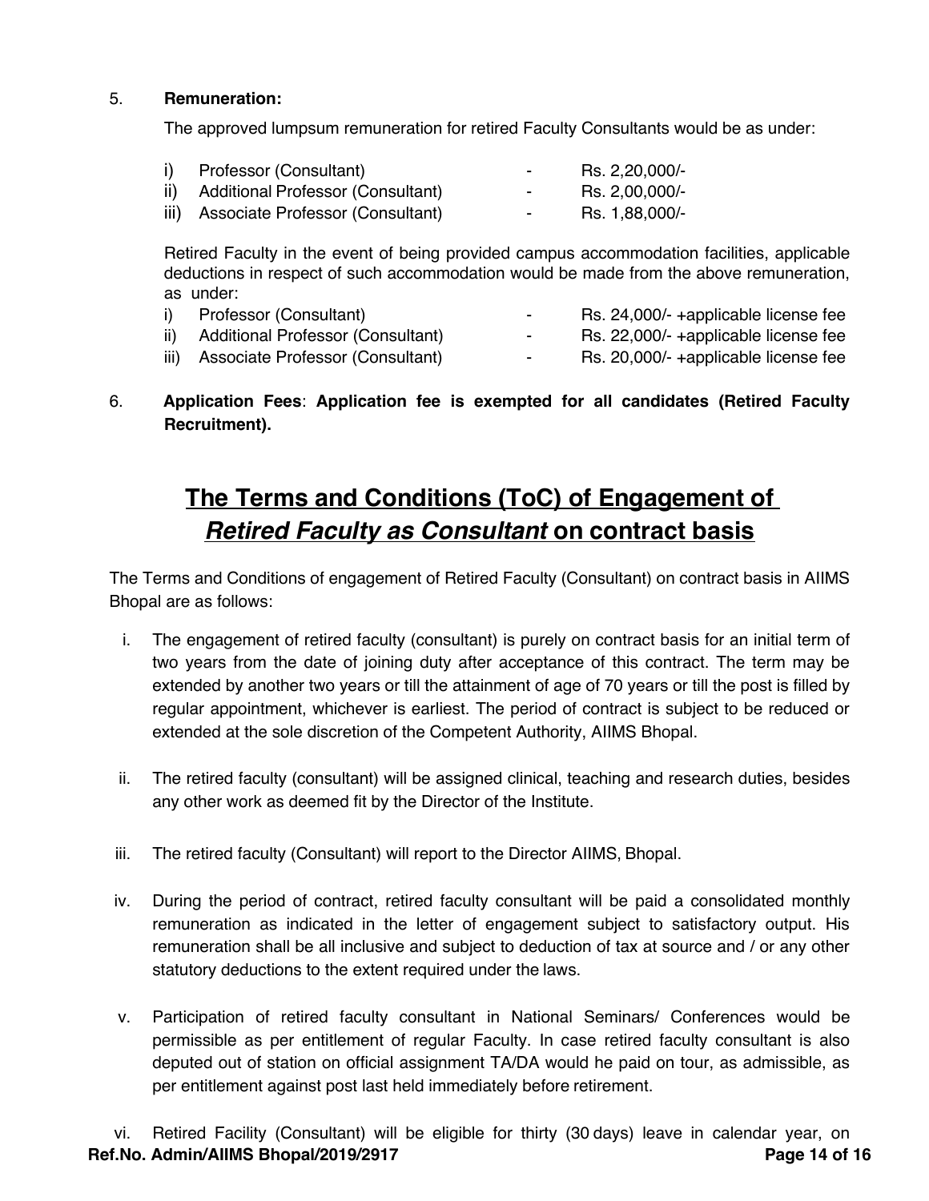5. **Remuneration:**

The approved lumpsum remuneration for retired Faculty Consultants would be as under:

| | | | |
|---|---|---|---|
| i) | Professor (Consultant) | - | Rs. 2,20,000/- |
| ii) | Additional Professor (Consultant) | - | Rs. 2,00,000/- |
| iii) | Associate Professor (Consultant) | - | Rs. 1,88,000/- |

Retired Faculty in the event of being provided campus accommodation facilities, applicable deductions in respect of such accommodation would be made from the above remuneration, as under:

| | | | |
|---|---|---|---|
| i) | Professor (Consultant) | - | Rs. 24,000/- +applicable license fee |
| ii) | Additional Professor (Consultant) | - | Rs. 22,000/- +applicable license fee |
| iii) | Associate Professor (Consultant) | - | Rs. 20,000/- +applicable license fee |

6. **Application Fees**: **Application fee is exempted for all candidates (Retired Faculty Recruitment).**

# The Terms and Conditions (ToC) of Engagement of ***Retired Faculty as Consultant*** on contract basis

The Terms and Conditions of engagement of Retired Faculty (Consultant) on contract basis in AIIMS Bhopal are as follows:

i. The engagement of retired faculty (consultant) is purely on contract basis for an initial term of two years from the date of joining duty after acceptance of this contract. The term may be extended by another two years or till the attainment of age of 70 years or till the post is filled by regular appointment, whichever is earliest. The period of contract is subject to be reduced or extended at the sole discretion of the Competent Authority, AIIMS Bhopal.

ii. The retired faculty (consultant) will be assigned clinical, teaching and research duties, besides any other work as deemed fit by the Director of the Institute.

iii. The retired faculty (Consultant) will report to the Director AIIMS, Bhopal.

iv. During the period of contract, retired faculty consultant will be paid a consolidated monthly remuneration as indicated in the letter of engagement subject to satisfactory output. His remuneration shall be all inclusive and subject to deduction of tax at source and / or any other statutory deductions to the extent required under the laws.

v. Participation of retired faculty consultant in National Seminars/ Conferences would be permissible as per entitlement of regular Faculty. In case retired faculty consultant is also deputed out of station on official assignment TA/DA would he paid on tour, as admissible, as per entitlement against post last held immediately before retirement.

vi. Retired Facility (Consultant) will be eligible for thirty (30 days) leave in calendar year, on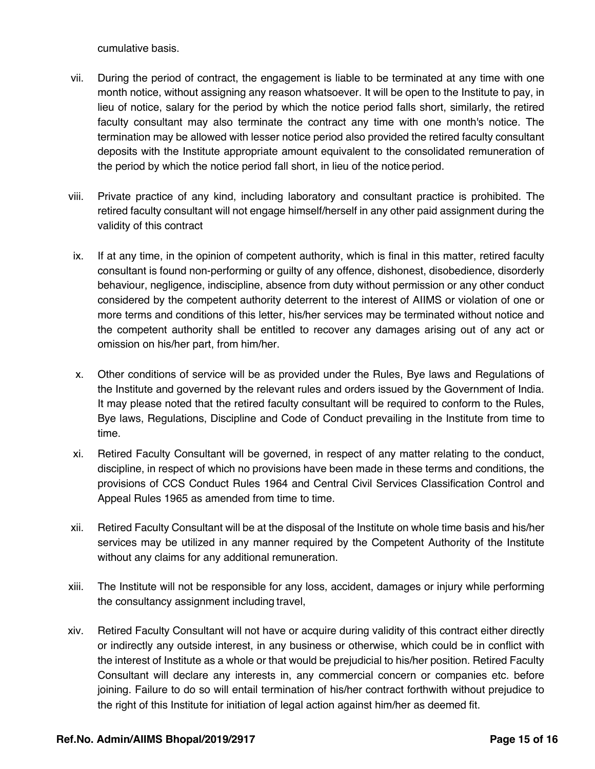cumulative basis.

vii. During the period of contract, the engagement is liable to be terminated at any time with one month notice, without assigning any reason whatsoever. It will be open to the Institute to pay, in lieu of notice, salary for the period by which the notice period falls short, similarly, the retired faculty consultant may also terminate the contract any time with one month's notice. The termination may be allowed with lesser notice period also provided the retired faculty consultant deposits with the Institute appropriate amount equivalent to the consolidated remuneration of the period by which the notice period fall short, in lieu of the notice period.

viii. Private practice of any kind, including laboratory and consultant practice is prohibited. The retired faculty consultant will not engage himself/herself in any other paid assignment during the validity of this contract

ix. If at any time, in the opinion of competent authority, which is final in this matter, retired faculty consultant is found non-performing or guilty of any offence, dishonest, disobedience, disorderly behaviour, negligence, indiscipline, absence from duty without permission or any other conduct considered by the competent authority deterrent to the interest of AIIMS or violation of one or more terms and conditions of this letter, his/her services may be terminated without notice and the competent authority shall be entitled to recover any damages arising out of any act or omission on his/her part, from him/her.

x. Other conditions of service will be as provided under the Rules, Bye laws and Regulations of the Institute and governed by the relevant rules and orders issued by the Government of India. It may please noted that the retired faculty consultant will be required to conform to the Rules, Bye laws, Regulations, Discipline and Code of Conduct prevailing in the Institute from time to time.

xi. Retired Faculty Consultant will be governed, in respect of any matter relating to the conduct, discipline, in respect of which no provisions have been made in these terms and conditions, the provisions of CCS Conduct Rules 1964 and Central Civil Services Classification Control and Appeal Rules 1965 as amended from time to time.

xii. Retired Faculty Consultant will be at the disposal of the Institute on whole time basis and his/her services may be utilized in any manner required by the Competent Authority of the Institute without any claims for any additional remuneration.

xiii. The Institute will not be responsible for any loss, accident, damages or injury while performing the consultancy assignment including travel,

xiv. Retired Faculty Consultant will not have or acquire during validity of this contract either directly or indirectly any outside interest, in any business or otherwise, which could be in conflict with the interest of Institute as a whole or that would be prejudicial to his/her position. Retired Faculty Consultant will declare any interests in, any commercial concern or companies etc. before joining. Failure to do so will entail termination of his/her contract forthwith without prejudice to the right of this Institute for initiation of legal action against him/her as deemed fit.

**Ref.No. Admin/AIIMS Bhopal/2019/2917**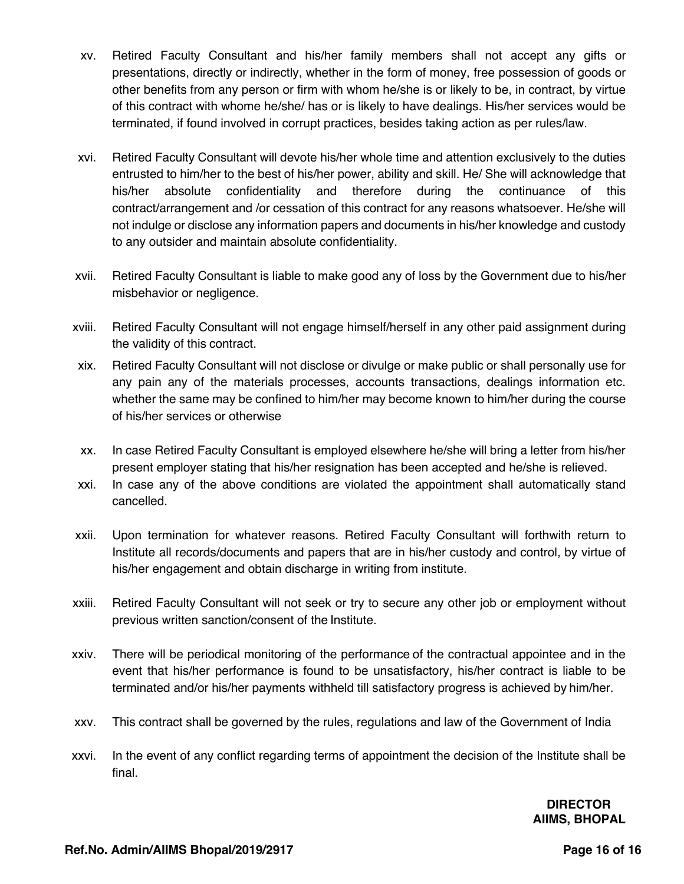xv. Retired Faculty Consultant and his/her family members shall not accept any gifts or presentations, directly or indirectly, whether in the form of money, free possession of goods or other benefits from any person or firm with whom he/she is or likely to be, in contract, by virtue of this contract with whome he/she/ has or is likely to have dealings. His/her services would be terminated, if found involved in corrupt practices, besides taking action as per rules/law.

xvi. Retired Faculty Consultant will devote his/her whole time and attention exclusively to the duties entrusted to him/her to the best of his/her power, ability and skill. He/ She will acknowledge that his/her absolute confidentiality and therefore during the continuance of this contract/arrangement and /or cessation of this contract for any reasons whatsoever. He/she will not indulge or disclose any information papers and documents in his/her knowledge and custody to any outsider and maintain absolute confidentiality.

xvii. Retired Faculty Consultant is liable to make good any of loss by the Government due to his/her misbehavior or negligence.

xviii. Retired Faculty Consultant will not engage himself/herself in any other paid assignment during the validity of this contract.

xix. Retired Faculty Consultant will not disclose or divulge or make public or shall personally use for any pain any of the materials processes, accounts transactions, dealings information etc. whether the same may be confined to him/her may become known to him/her during the course of his/her services or otherwise

xx. In case Retired Faculty Consultant is employed elsewhere he/she will bring a letter from his/her present employer stating that his/her resignation has been accepted and he/she is relieved.

xxi. In case any of the above conditions are violated the appointment shall automatically stand cancelled.

xxii. Upon termination for whatever reasons. Retired Faculty Consultant will forthwith return to Institute all records/documents and papers that are in his/her custody and control, by virtue of his/her engagement and obtain discharge in writing from institute.

xxiii. Retired Faculty Consultant will not seek or try to secure any other job or employment without previous written sanction/consent of the Institute.

xxiv. There will be periodical monitoring of the performance of the contractual appointee and in the event that his/her performance is found to be unsatisfactory, his/her contract is liable to be terminated and/or his/her payments withheld till satisfactory progress is achieved by him/her.

xxv. This contract shall be governed by the rules, regulations and law of the Government of India

xxvi. In the event of any conflict regarding terms of appointment the decision of the Institute shall be final.

**DIRECTOR**
**AIIMS, BHOPAL**

**Ref.No. Admin/AIIMS Bhopal/2019/2917**